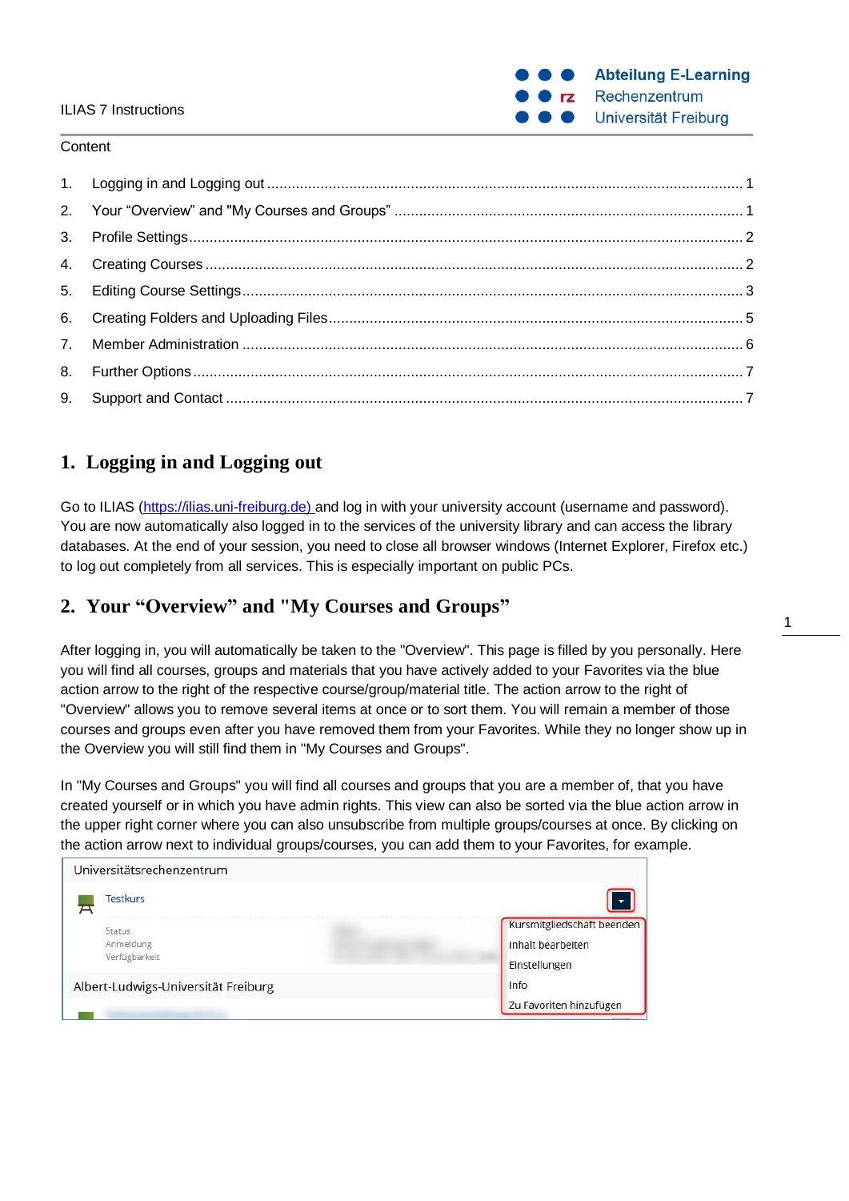ILIAS 7 Instructions

**Abteilung E-Learning**
Rechenzentrum
Universität Freiburg

Content

1. Logging in and Logging out ........ 1
2. Your "Overview" and "My Courses and Groups" ........ 1
3. Profile Settings ........ 2
4. Creating Courses ........ 2
5. Editing Course Settings ........ 3
6. Creating Folders and Uploading Files ........ 5
7. Member Administration ........ 6
8. Further Options ........ 7
9. Support and Contact ........ 7

## 1. Logging in and Logging out

Go to ILIAS (https://ilias.uni-freiburg.de) and log in with your university account (username and password). You are now automatically also logged in to the services of the university library and can access the library databases. At the end of your session, you need to close all browser windows (Internet Explorer, Firefox etc.) to log out completely from all services. This is especially important on public PCs.

## 2. Your "Overview" and "My Courses and Groups"

After logging in, you will automatically be taken to the "Overview". This page is filled by you personally. Here you will find all courses, groups and materials that you have actively added to your Favorites via the blue action arrow to the right of the respective course/group/material title. The action arrow to the right of "Overview" allows you to remove several items at once or to sort them. You will remain a member of those courses and groups even after you have removed them from your Favorites. While they no longer show up in the Overview you will still find them in "My Courses and Groups".

In "My Courses and Groups" you will find all courses and groups that you are a member of, that you have created yourself or in which you have admin rights. This view can also be sorted via the blue action arrow in the upper right corner where you can also unsubscribe from multiple groups/courses at once. By clicking on the action arrow next to individual groups/courses, you can add them to your Favorites, for example.

Universitätsrechenzentrum

Testkurs

Status
Anmeldung
Verfügbarkeit

Kursmitgliedschaft beenden
Inhalt bearbeiten
Einstellungen
Info
Zu Favoriten hinzufügen

Albert-Ludwigs-Universität Freiburg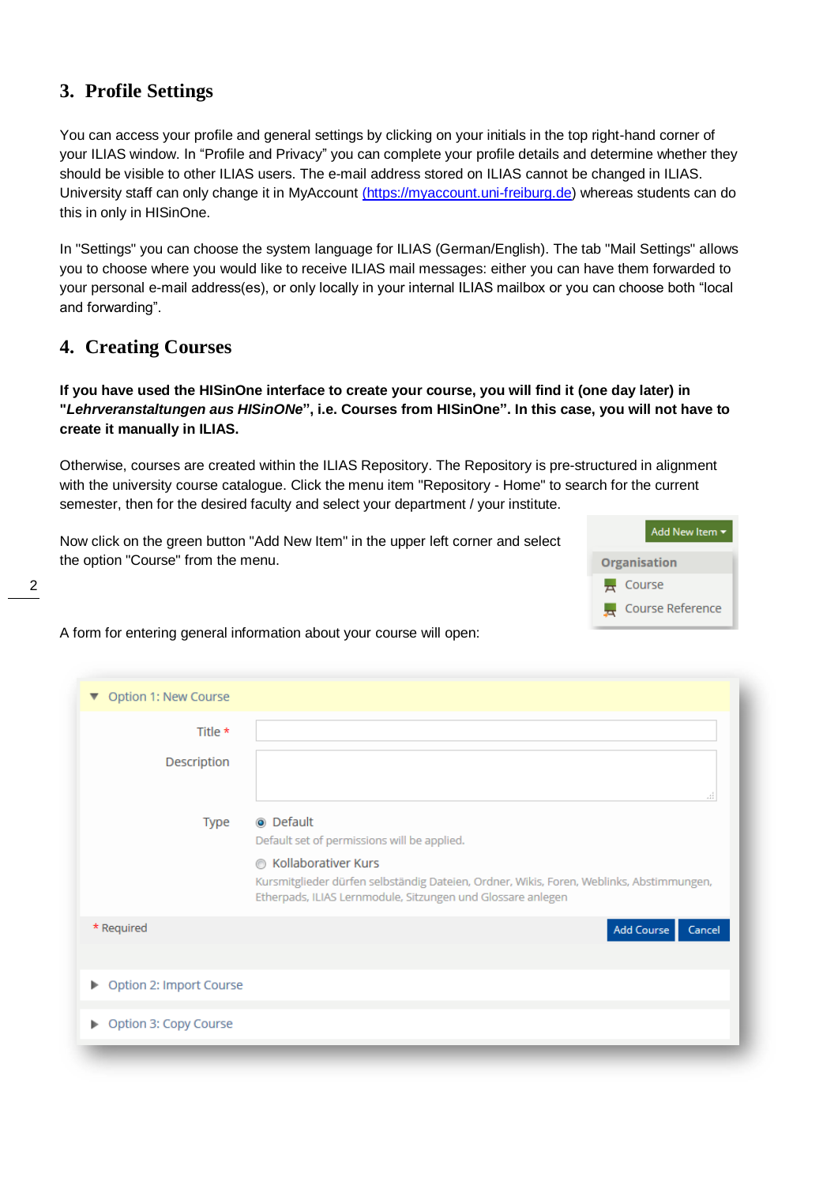## 3. Profile Settings

You can access your profile and general settings by clicking on your initials in the top right-hand corner of your ILIAS window. In "Profile and Privacy" you can complete your profile details and determine whether they should be visible to other ILIAS users. The e-mail address stored on ILIAS cannot be changed in ILIAS. University staff can only change it in MyAccount (https://myaccount.uni-freiburg.de) whereas students can do this in only in HISinOne.

In "Settings" you can choose the system language for ILIAS (German/English). The tab "Mail Settings" allows you to choose where you would like to receive ILIAS mail messages: either you can have them forwarded to your personal e-mail address(es), or only locally in your internal ILIAS mailbox or you can choose both "local and forwarding".

## 4. Creating Courses

**If you have used the HISinOne interface to create your course, you will find it (one day later) in "*Lehrveranstaltungen aus HISinONe*", i.e. Courses from HISinOne". In this case, you will not have to create it manually in ILIAS.**

Otherwise, courses are created within the ILIAS Repository. The Repository is pre-structured in alignment with the university course catalogue. Click the menu item "Repository - Home" to search for the current semester, then for the desired faculty and select your department / your institute.

Now click on the green button "Add New Item" in the upper left corner and select the option "Course" from the menu.

A form for entering general information about your course will open: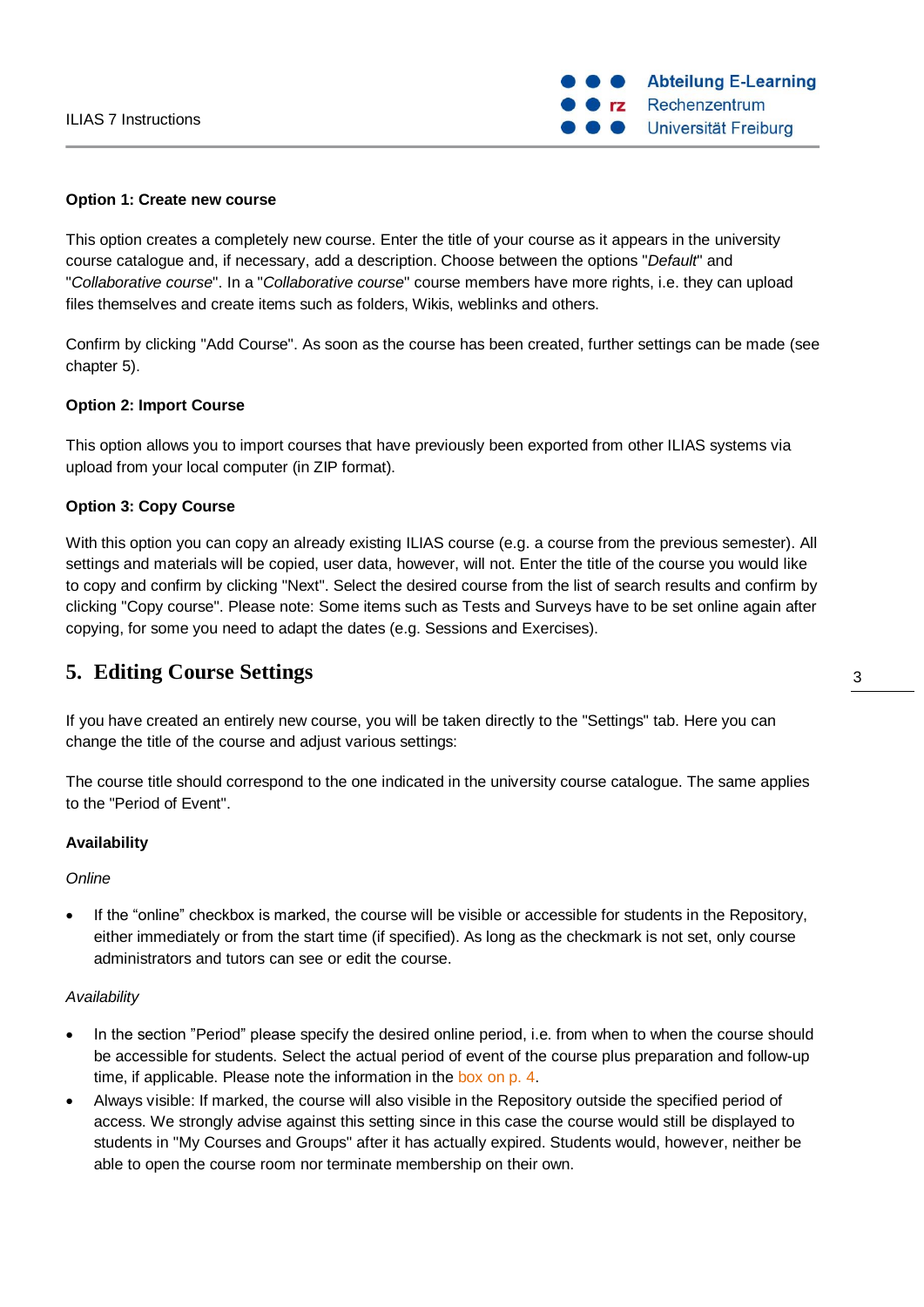**Option 1: Create new course**

This option creates a completely new course. Enter the title of your course as it appears in the university course catalogue and, if necessary, add a description. Choose between the options "*Default*" and "*Collaborative course*". In a "*Collaborative course*" course members have more rights, i.e. they can upload files themselves and create items such as folders, Wikis, weblinks and others.

Confirm by clicking "Add Course". As soon as the course has been created, further settings can be made (see chapter 5).

**Option 2: Import Course**

This option allows you to import courses that have previously been exported from other ILIAS systems via upload from your local computer (in ZIP format).

**Option 3: Copy Course**

With this option you can copy an already existing ILIAS course (e.g. a course from the previous semester). All settings and materials will be copied, user data, however, will not. Enter the title of the course you would like to copy and confirm by clicking "Next". Select the desired course from the list of search results and confirm by clicking "Copy course". Please note: Some items such as Tests and Surveys have to be set online again after copying, for some you need to adapt the dates (e.g. Sessions and Exercises).

## 5. Editing Course Settings

If you have created an entirely new course, you will be taken directly to the "Settings" tab. Here you can change the title of the course and adjust various settings:

The course title should correspond to the one indicated in the university course catalogue. The same applies to the "Period of Event".

**Availability**

*Online*

- If the "online" checkbox is marked, the course will be visible or accessible for students in the Repository, either immediately or from the start time (if specified). As long as the checkmark is not set, only course administrators and tutors can see or edit the course.

*Availability*

- In the section "Period" please specify the desired online period, i.e. from when to when the course should be accessible for students. Select the actual period of event of the course plus preparation and follow-up time, if applicable. Please note the information in the box on p. 4.
- Always visible: If marked, the course will also visible in the Repository outside the specified period of access. We strongly advise against this setting since in this case the course would still be displayed to students in "My Courses and Groups" after it has actually expired. Students would, however, neither be able to open the course room nor terminate membership on their own.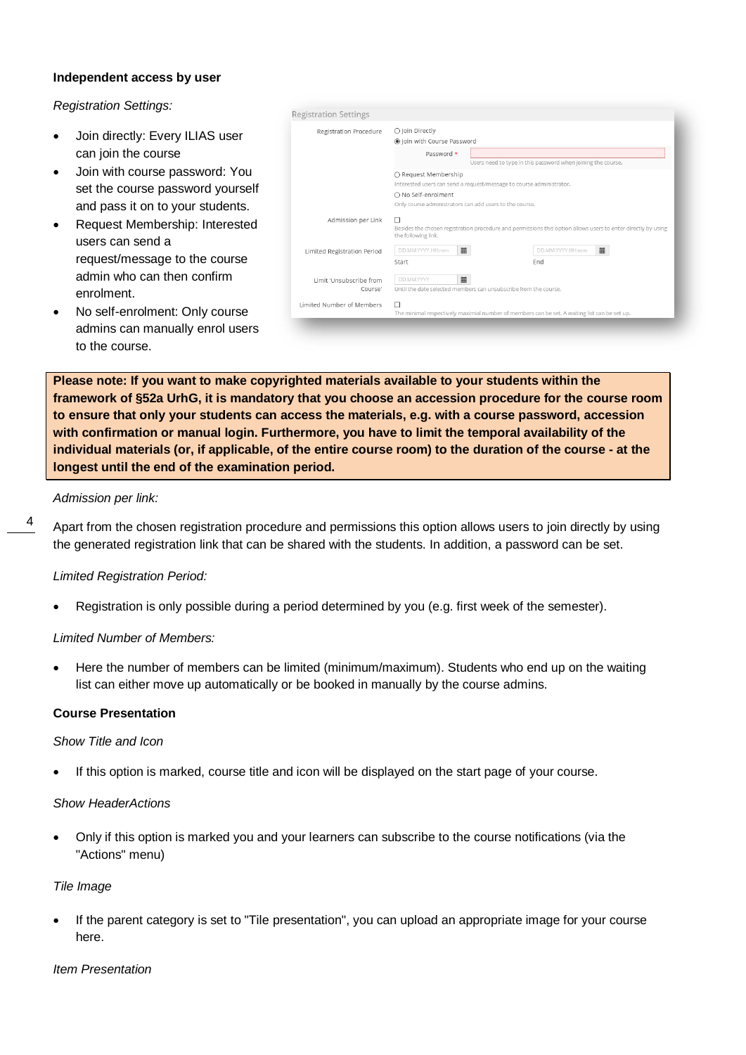**Independent access by user**

*Registration Settings:*

- Join directly: Every ILIAS user can join the course
- Join with course password: You set the course password yourself and pass it on to your students.
- Request Membership: Interested users can send a request/message to the course admin who can then confirm enrolment.
- No self-enrolment: Only course admins can manually enrol users to the course.

**Please note: If you want to make copyrighted materials available to your students within the framework of §52a UrhG, it is mandatory that you choose an accession procedure for the course room to ensure that only your students can access the materials, e.g. with a course password, accession with confirmation or manual login. Furthermore, you have to limit the temporal availability of the individual materials (or, if applicable, of the entire course room) to the duration of the course - at the longest until the end of the examination period.**

*Admission per link:*

Apart from the chosen registration procedure and permissions this option allows users to join directly by using the generated registration link that can be shared with the students. In addition, a password can be set.

*Limited Registration Period:*

- Registration is only possible during a period determined by you (e.g. first week of the semester).

*Limited Number of Members:*

- Here the number of members can be limited (minimum/maximum). Students who end up on the waiting list can either move up automatically or be booked in manually by the course admins.

**Course Presentation**

*Show Title and Icon*

- If this option is marked, course title and icon will be displayed on the start page of your course.

*Show HeaderActions*

- Only if this option is marked you and your learners can subscribe to the course notifications (via the "Actions" menu)

*Tile Image*

- If the parent category is set to "Tile presentation", you can upload an appropriate image for your course here.

*Item Presentation*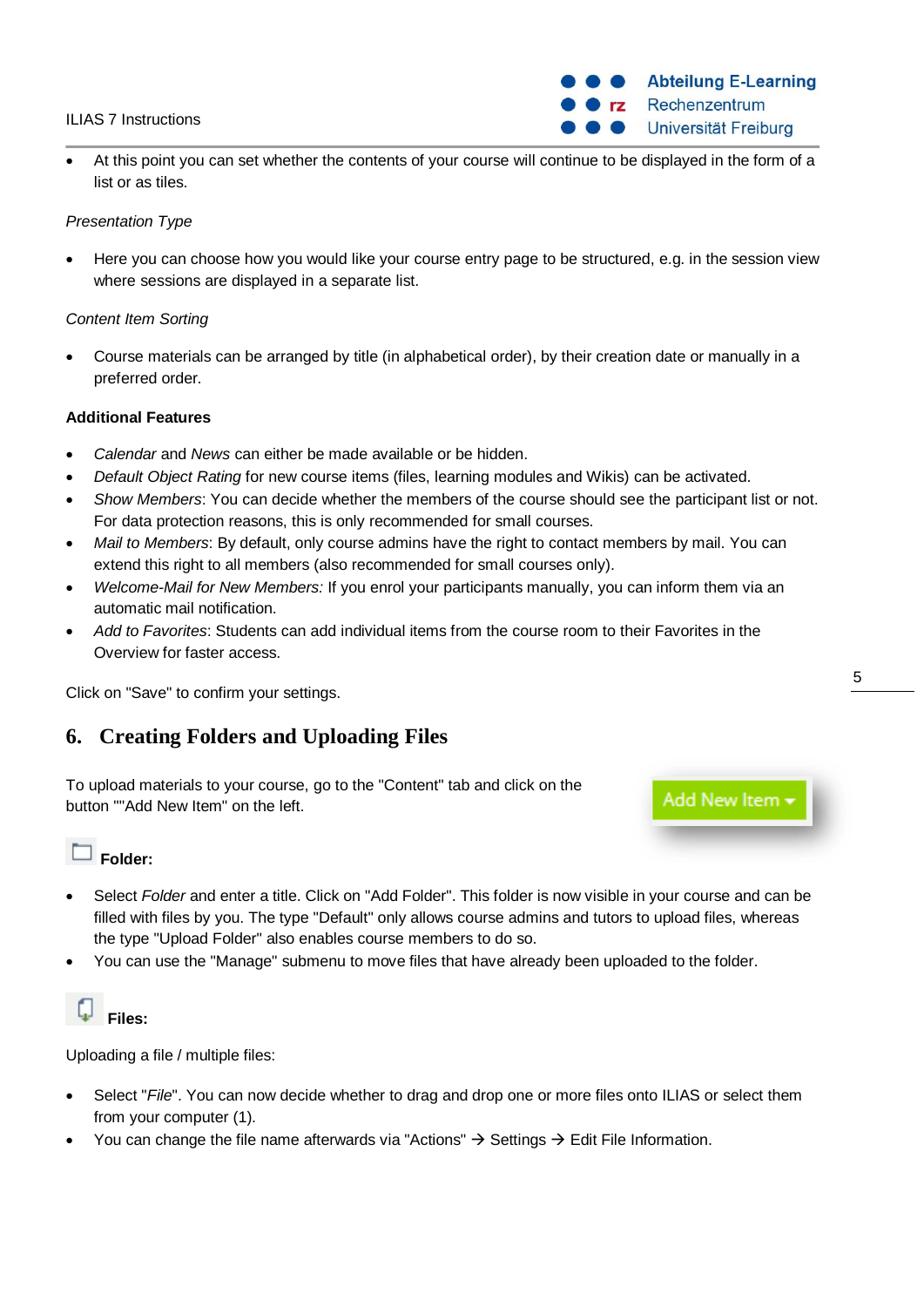- At this point you can set whether the contents of your course will continue to be displayed in the form of a list or as tiles.

*Presentation Type*

- Here you can choose how you would like your course entry page to be structured, e.g. in the session view where sessions are displayed in a separate list.

*Content Item Sorting*

- Course materials can be arranged by title (in alphabetical order), by their creation date or manually in a preferred order.

**Additional Features**

- *Calendar* and *News* can either be made available or be hidden.
- *Default Object Rating* for new course items (files, learning modules and Wikis) can be activated.
- *Show Members*: You can decide whether the members of the course should see the participant list or not. For data protection reasons, this is only recommended for small courses.
- *Mail to Members*: By default, only course admins have the right to contact members by mail. You can extend this right to all members (also recommended for small courses only).
- *Welcome-Mail for New Members:* If you enrol your participants manually, you can inform them via an automatic mail notification.
- *Add to Favorites*: Students can add individual items from the course room to their Favorites in the Overview for faster access.

Click on "Save" to confirm your settings.

## 6. Creating Folders and Uploading Files

To upload materials to your course, go to the "Content" tab and click on the button ""Add New Item" on the left.

Add New Item

**Folder:**

- Select *Folder* and enter a title. Click on "Add Folder". This folder is now visible in your course and can be filled with files by you. The type "Default" only allows course admins and tutors to upload files, whereas the type "Upload Folder" also enables course members to do so.
- You can use the "Manage" submenu to move files that have already been uploaded to the folder.

**Files:**

Uploading a file / multiple files:

- Select "*File*". You can now decide whether to drag and drop one or more files onto ILIAS or select them from your computer (1).
- You can change the file name afterwards via "Actions" → Settings → Edit File Information.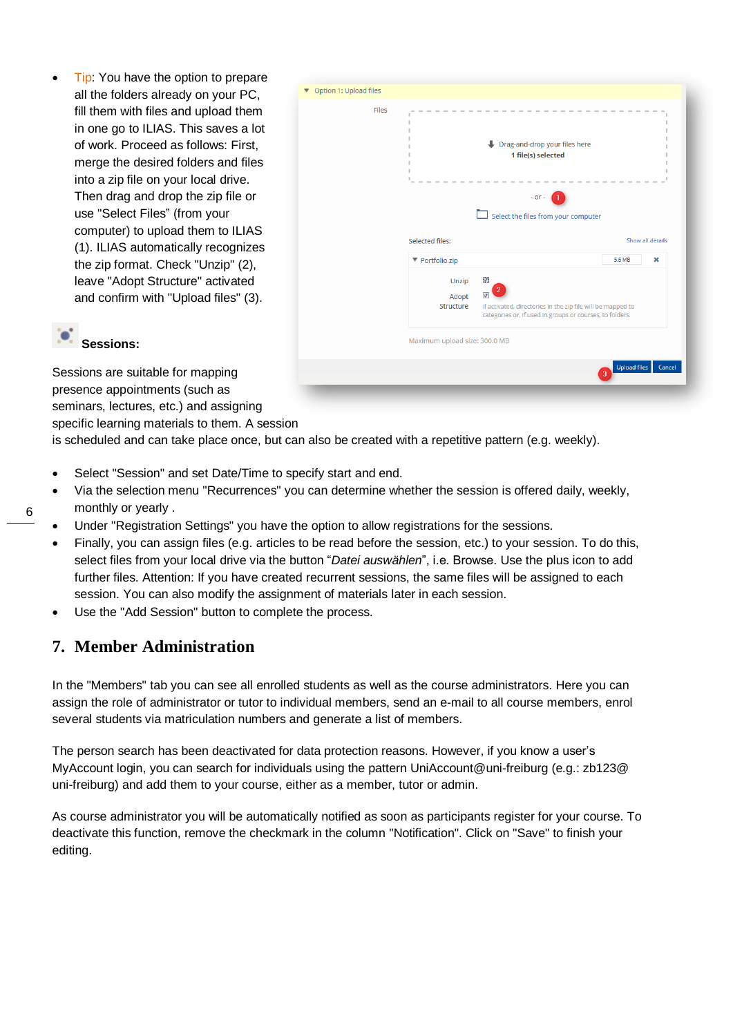- Tip: You have the option to prepare all the folders already on your PC, fill them with files and upload them in one go to ILIAS. This saves a lot of work. Proceed as follows: First, merge the desired folders and files into a zip file on your local drive. Then drag and drop the zip file or use "Select Files" (from your computer) to upload them to ILIAS (1). ILIAS automatically recognizes the zip format. Check "Unzip" (2), leave "Adopt Structure" activated and confirm with "Upload files" (3).

**Sessions:**

Sessions are suitable for mapping presence appointments (such as seminars, lectures, etc.) and assigning specific learning materials to them. A session is scheduled and can take place once, but can also be created with a repetitive pattern (e.g. weekly).

- Select "Session" and set Date/Time to specify start and end.
- Via the selection menu "Recurrences" you can determine whether the session is offered daily, weekly, monthly or yearly .
- Under "Registration Settings" you have the option to allow registrations for the sessions.
- Finally, you can assign files (e.g. articles to be read before the session, etc.) to your session. To do this, select files from your local drive via the button "*Datei auswählen*", i.e. Browse. Use the plus icon to add further files. Attention: If you have created recurrent sessions, the same files will be assigned to each session. You can also modify the assignment of materials later in each session.
- Use the "Add Session" button to complete the process.

## 7. Member Administration

In the "Members" tab you can see all enrolled students as well as the course administrators. Here you can assign the role of administrator or tutor to individual members, send an e-mail to all course members, enrol several students via matriculation numbers and generate a list of members.

The person search has been deactivated for data protection reasons. However, if you know a user's MyAccount login, you can search for individuals using the pattern UniAccount@uni-freiburg (e.g.: zb123@ uni-freiburg) and add them to your course, either as a member, tutor or admin.

As course administrator you will be automatically notified as soon as participants register for your course. To deactivate this function, remove the checkmark in the column "Notification". Click on "Save" to finish your editing.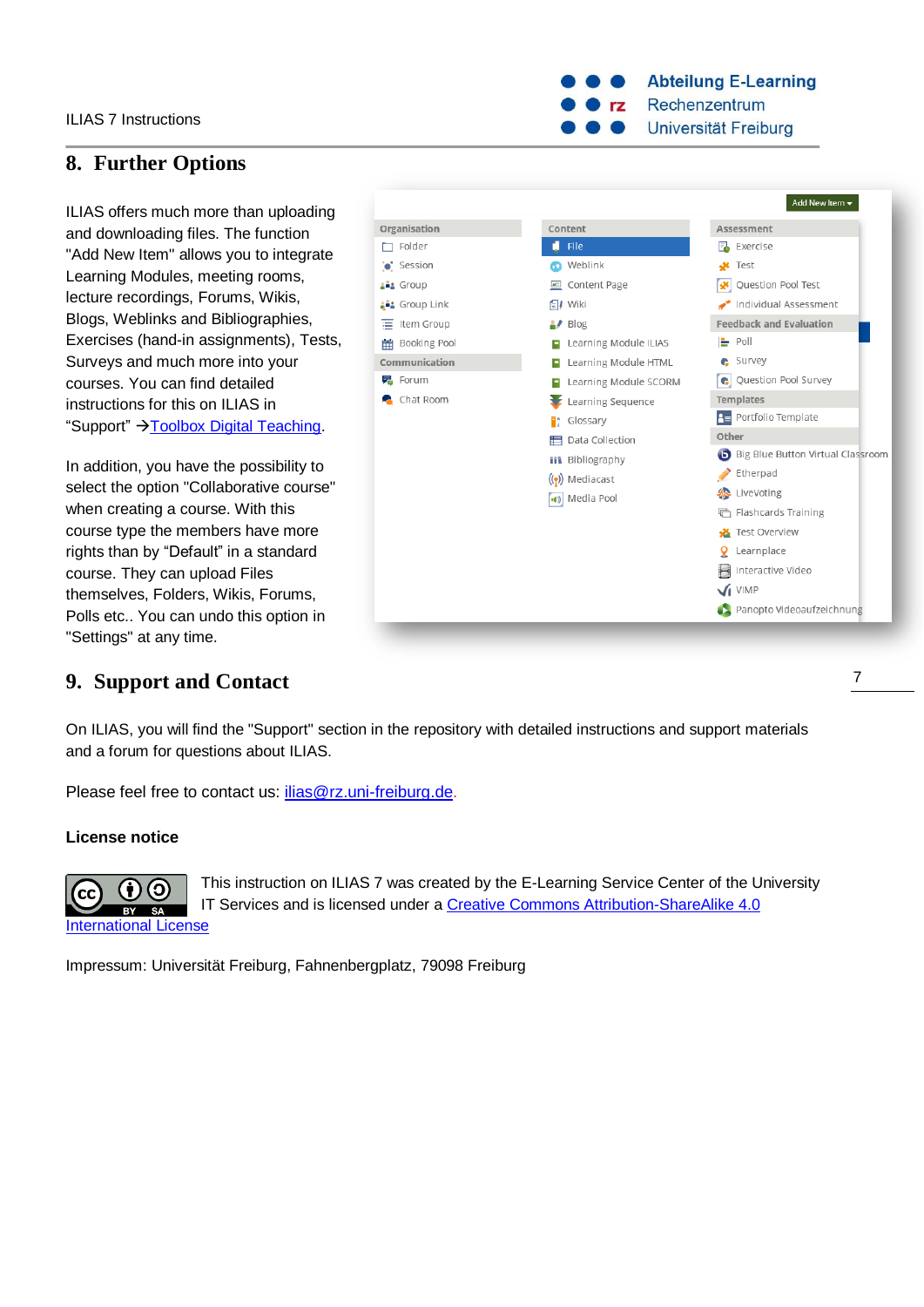## 8. Further Options

ILIAS offers much more than uploading and downloading files. The function "Add New Item" allows you to integrate Learning Modules, meeting rooms, lecture recordings, Forums, Wikis, Blogs, Weblinks and Bibliographies, Exercises (hand-in assignments), Tests, Surveys and much more into your courses. You can find detailed instructions for this on ILIAS in "Support" →Toolbox Digital Teaching.

In addition, you have the possibility to select the option "Collaborative course" when creating a course. With this course type the members have more rights than by "Default" in a standard course. They can upload Files themselves, Folders, Wikis, Forums, Polls etc.. You can undo this option in "Settings" at any time.

Add New Item

Organisation
Folder
Session
Group
Group Link
Item Group
Booking Pool
Communication
Forum
Chat Room

Content
File
Weblink
Content Page
Wiki
Blog
Learning Module ILIAS
Learning Module HTML
Learning Module SCORM
Learning Sequence
Glossary
Data Collection
Bibliography
Mediacast
Media Pool

Assessment
Exercise
Test
Question Pool Test
Individual Assessment
Feedback and Evaluation
Poll
Survey
Question Pool Survey
Templates
Portfolio Template
Other
Big Blue Button Virtual Classroom
Etherpad
LiveVoting
Flashcards Training
Test Overview
Learnplace
Interactive Video
VIMP
Panopto Videoaufzeichnung

## 9. Support and Contact

On ILIAS, you will find the "Support" section in the repository with detailed instructions and support materials and a forum for questions about ILIAS.

Please feel free to contact us: ilias@rz.uni-freiburg.de.

### License notice

This instruction on ILIAS 7 was created by the E-Learning Service Center of the University IT Services and is licensed under a Creative Commons Attribution-ShareAlike 4.0 International License

Impressum: Universität Freiburg, Fahnenbergplatz, 79098 Freiburg